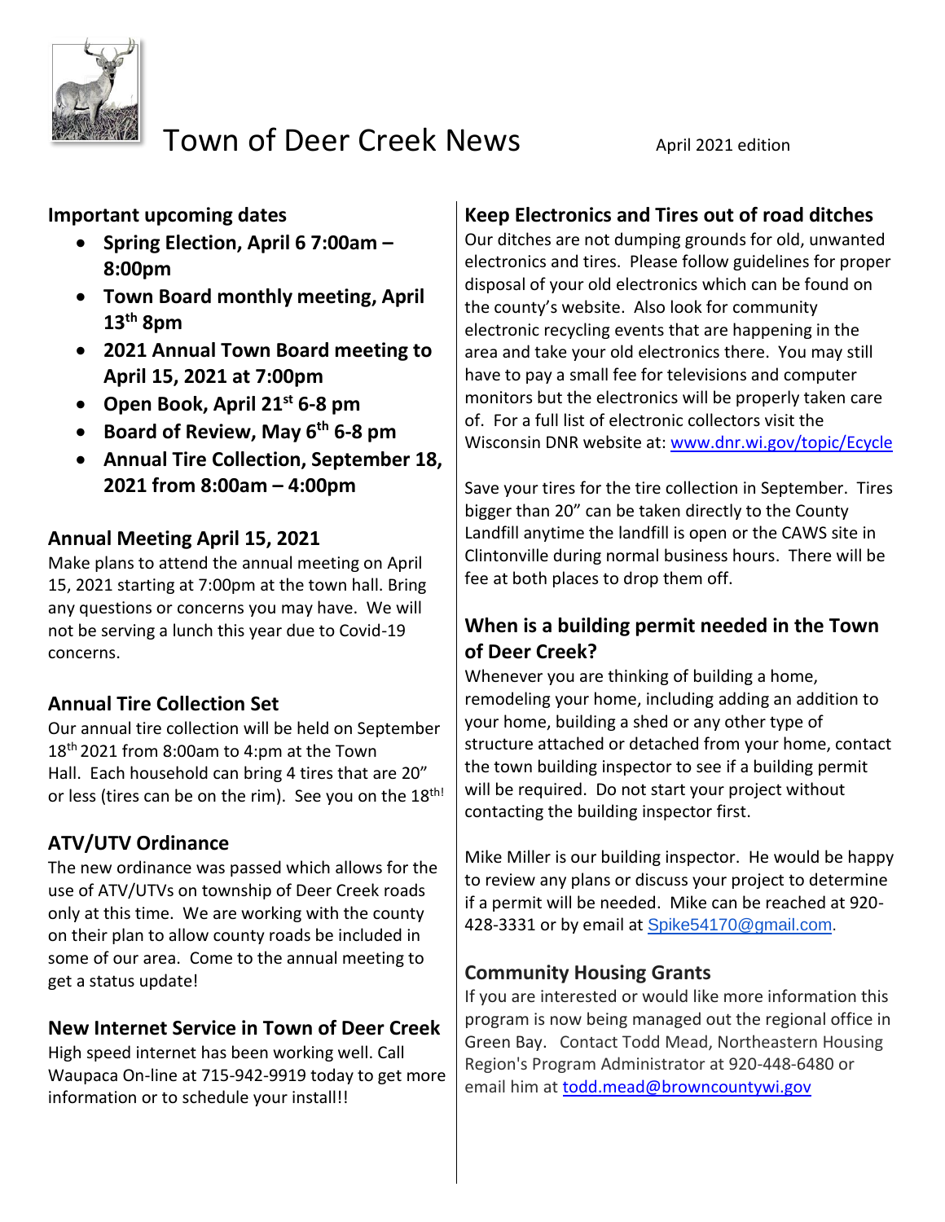# Town of Deer Creek News

April 2021 edition

## Important upcoming dates

- **Spring Election, April 6 7:00am – 8:00pm**
- **Town Board monthly meeting, April 13th 8pm**
- **2021 Annual Town Board meeting to April 15, 2021 at 7:00pm**
- **Open Book, April 21st 6-8 pm**
- **Board of Review, May 6th 6-8 pm**
- **Annual Tire Collection, September 18, 2021 from 8:00am – 4:00pm**

## Annual Meeting April 15, 2021

Make plans to attend the annual meeting on April 15, 2021 starting at 7:00pm at the town hall. Bring any questions or concerns you may have. We will not be serving a lunch this year due to Covid-19 concerns.

## Annual Tire Collection Set

Our annual tire collection will be held on September 18th 2021 from 8:00am to 4:pm at the Town Hall. Each household can bring 4 tires that are 20" or less (tires can be on the rim). See you on the 18th!

## ATV/UTV Ordinance

The new ordinance was passed which allows for the use of ATV/UTVs on township of Deer Creek roads only at this time. We are working with the county on their plan to allow county roads be included in some of our area. Come to the annual meeting to get a status update!

## New Internet Service in Town of Deer Creek

High speed internet has been working well. Call Waupaca On-line at 715-942-9919 today to get more information or to schedule your install!!

## Keep Electronics and Tires out of road ditches

Our ditches are not dumping grounds for old, unwanted electronics and tires. Please follow guidelines for proper disposal of your old electronics which can be found on the county's website. Also look for community electronic recycling events that are happening in the area and take your old electronics there. You may still have to pay a small fee for televisions and computer monitors but the electronics will be properly taken care of. For a full list of electronic collectors visit the Wisconsin DNR website at: www.dnr.wi.gov/topic/Ecycle

Save your tires for the tire collection in September. Tires bigger than 20" can be taken directly to the County Landfill anytime the landfill is open or the CAWS site in Clintonville during normal business hours. There will be fee at both places to drop them off.

## When is a building permit needed in the Town of Deer Creek?

Whenever you are thinking of building a home, remodeling your home, including adding an addition to your home, building a shed or any other type of structure attached or detached from your home, contact the town building inspector to see if a building permit will be required. Do not start your project without contacting the building inspector first.

Mike Miller is our building inspector. He would be happy to review any plans or discuss your project to determine if a permit will be needed. Mike can be reached at 920-428-3331 or by email at Spike54170@gmail.com.

## Community Housing Grants

If you are interested or would like more information this program is now being managed out the regional office in Green Bay. Contact Todd Mead, Northeastern Housing Region's Program Administrator at 920-448-6480 or email him at todd.mead@browncountywi.gov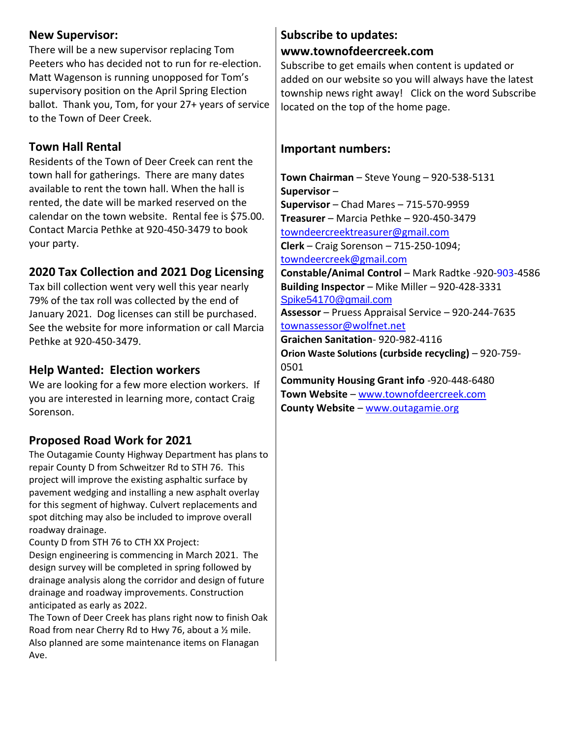## New Supervisor:

There will be a new supervisor replacing Tom Peeters who has decided not to run for re-election. Matt Wagenson is running unopposed for Tom's supervisory position on the April Spring Election ballot. Thank you, Tom, for your 27+ years of service to the Town of Deer Creek.

## Town Hall Rental

Residents of the Town of Deer Creek can rent the town hall for gatherings. There are many dates available to rent the town hall. When the hall is rented, the date will be marked reserved on the calendar on the town website. Rental fee is $75.00. Contact Marcia Pethke at 920-450-3479 to book your party.

## 2020 Tax Collection and 2021 Dog Licensing

Tax bill collection went very well this year nearly 79% of the tax roll was collected by the end of January 2021. Dog licenses can still be purchased. See the website for more information or call Marcia Pethke at 920-450-3479.

## Help Wanted: Election workers

We are looking for a few more election workers. If you are interested in learning more, contact Craig Sorenson.

## Proposed Road Work for 2021

The Outagamie County Highway Department has plans to repair County D from Schweitzer Rd to STH 76. This project will improve the existing asphaltic surface by pavement wedging and installing a new asphalt overlay for this segment of highway. Culvert replacements and spot ditching may also be included to improve overall roadway drainage.

County D from STH 76 to CTH XX Project:

Design engineering is commencing in March 2021. The design survey will be completed in spring followed by drainage analysis along the corridor and design of future drainage and roadway improvements. Construction anticipated as early as 2022.

The Town of Deer Creek has plans right now to finish Oak Road from near Cherry Rd to Hwy 76, about a ½ mile. Also planned are some maintenance items on Flanagan Ave.

## Subscribe to updates: www.townofdeercreek.com

Subscribe to get emails when content is updated or added on our website so you will always have the latest township news right away! Click on the word Subscribe located on the top of the home page.

## Important numbers:

**Town Chairman** – Steve Young – 920-538-5131
**Supervisor** –
**Supervisor** – Chad Mares – 715-570-9959
**Treasurer** – Marcia Pethke – 920-450-3479
towndeercreektreasurer@gmail.com
**Clerk** – Craig Sorenson – 715-250-1094;
towndeercreek@gmail.com
**Constable/Animal Control** – Mark Radtke -920-903-4586
**Building Inspector** – Mike Miller – 920-428-3331
Spike54170@gmail.com
**Assessor** – Pruess Appraisal Service – 920-244-7635
townassessor@wolfnet.net
**Graichen Sanitation**- 920-982-4116
**Orion Waste Solutions (curbside recycling)** – 920-759-0501
**Community Housing Grant info** -920-448-6480
**Town Website** – www.townofdeercreek.com
**County Website** – www.outagamie.org